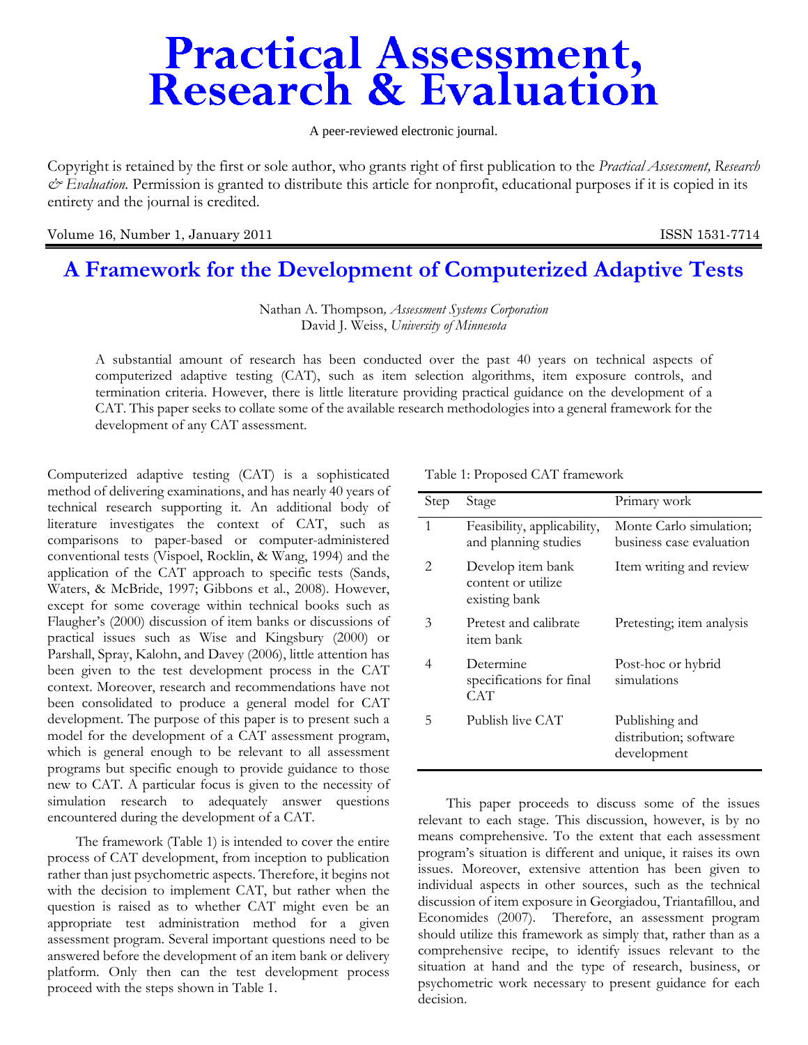# Practical Assessment, Research & Evaluation

A peer-reviewed electronic journal.

Copyright is retained by the first or sole author, who grants right of first publication to the *Practical Assessment, Research & Evaluation.* Permission is granted to distribute this article for nonprofit, educational purposes if it is copied in its entirety and the journal is credited.

Volume 16, Number 1, January 2011 ISSN 1531-7714

## A Framework for the Development of Computerized Adaptive Tests

Nathan A. Thompson, *Assessment Systems Corporation*
David J. Weiss, *University of Minnesota*

A substantial amount of research has been conducted over the past 40 years on technical aspects of computerized adaptive testing (CAT), such as item selection algorithms, item exposure controls, and termination criteria. However, there is little literature providing practical guidance on the development of a CAT. This paper seeks to collate some of the available research methodologies into a general framework for the development of any CAT assessment.

Computerized adaptive testing (CAT) is a sophisticated method of delivering examinations, and has nearly 40 years of technical research supporting it. An additional body of literature investigates the context of CAT, such as comparisons to paper-based or computer-administered conventional tests (Vispoel, Rocklin, & Wang, 1994) and the application of the CAT approach to specific tests (Sands, Waters, & McBride, 1997; Gibbons et al., 2008). However, except for some coverage within technical books such as Flaugher's (2000) discussion of item banks or discussions of practical issues such as Wise and Kingsbury (2000) or Parshall, Spray, Kalohn, and Davey (2006), little attention has been given to the test development process in the CAT context. Moreover, research and recommendations have not been consolidated to produce a general model for CAT development. The purpose of this paper is to present such a model for the development of a CAT assessment program, which is general enough to be relevant to all assessment programs but specific enough to provide guidance to those new to CAT. A particular focus is given to the necessity of simulation research to adequately answer questions encountered during the development of a CAT.

The framework (Table 1) is intended to cover the entire process of CAT development, from inception to publication rather than just psychometric aspects. Therefore, it begins not with the decision to implement CAT, but rather when the question is raised as to whether CAT might even be an appropriate test administration method for a given assessment program. Several important questions need to be answered before the development of an item bank or delivery platform. Only then can the test development process proceed with the steps shown in Table 1.

Table 1: Proposed CAT framework

| Step | Stage | Primary work |
|---|---|---|
| 1 | Feasibility, applicability, and planning studies | Monte Carlo simulation; business case evaluation |
| 2 | Develop item bank content or utilize existing bank | Item writing and review |
| 3 | Pretest and calibrate item bank | Pretesting; item analysis |
| 4 | Determine specifications for final CAT | Post-hoc or hybrid simulations |
| 5 | Publish live CAT | Publishing and distribution; software development |

This paper proceeds to discuss some of the issues relevant to each stage. This discussion, however, is by no means comprehensive. To the extent that each assessment program's situation is different and unique, it raises its own issues. Moreover, extensive attention has been given to individual aspects in other sources, such as the technical discussion of item exposure in Georgiadou, Triantafillou, and Economides (2007). Therefore, an assessment program should utilize this framework as simply that, rather than as a comprehensive recipe, to identify issues relevant to the situation at hand and the type of research, business, or psychometric work necessary to present guidance for each decision.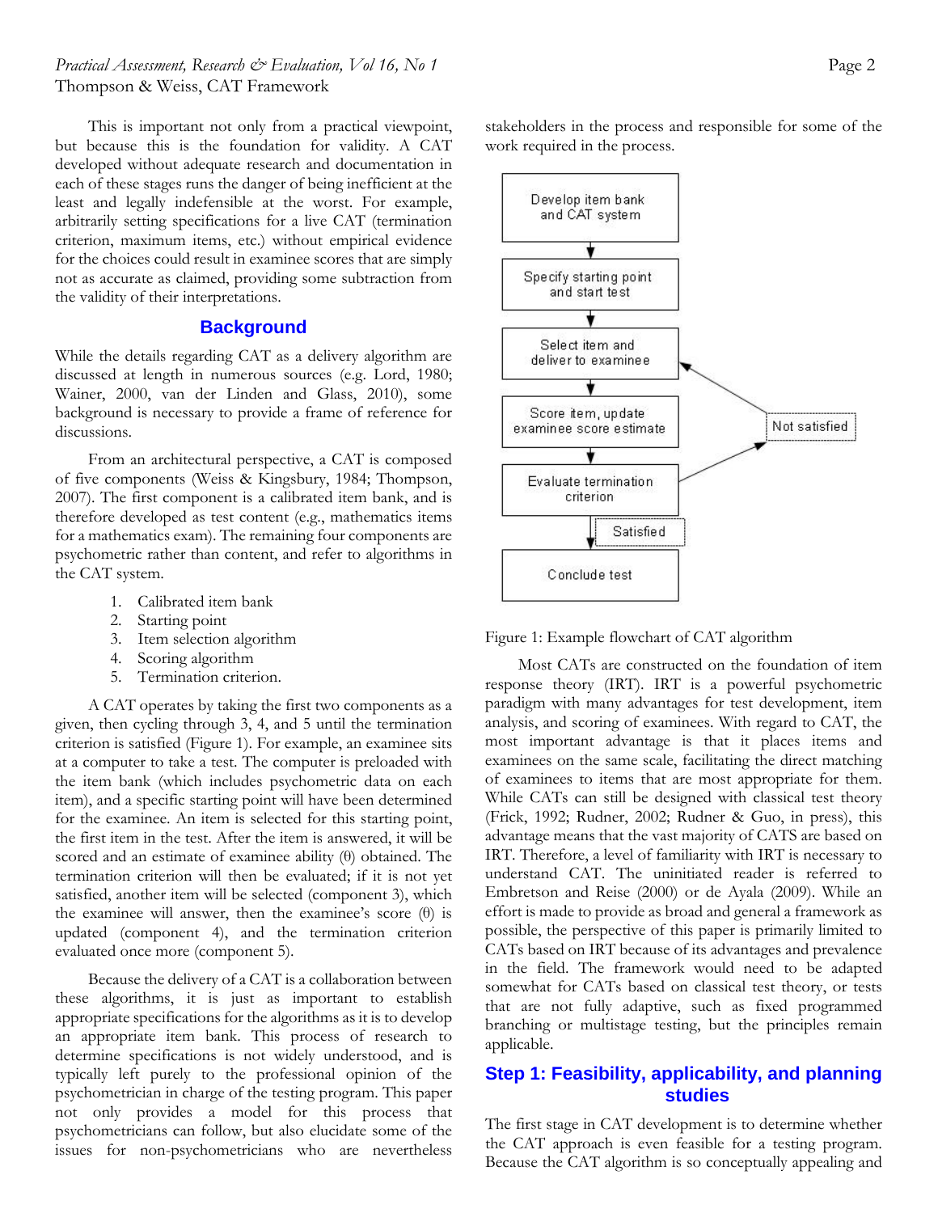This is important not only from a practical viewpoint, but because this is the foundation for validity. A CAT developed without adequate research and documentation in each of these stages runs the danger of being inefficient at the least and legally indefensible at the worst. For example, arbitrarily setting specifications for a live CAT (termination criterion, maximum items, etc.) without empirical evidence for the choices could result in examinee scores that are simply not as accurate as claimed, providing some subtraction from the validity of their interpretations.

## Background

While the details regarding CAT as a delivery algorithm are discussed at length in numerous sources (e.g. Lord, 1980; Wainer, 2000, van der Linden and Glass, 2010), some background is necessary to provide a frame of reference for discussions.

From an architectural perspective, a CAT is composed of five components (Weiss & Kingsbury, 1984; Thompson, 2007). The first component is a calibrated item bank, and is therefore developed as test content (e.g., mathematics items for a mathematics exam). The remaining four components are psychometric rather than content, and refer to algorithms in the CAT system.

1. Calibrated item bank
2. Starting point
3. Item selection algorithm
4. Scoring algorithm
5. Termination criterion.

A CAT operates by taking the first two components as a given, then cycling through 3, 4, and 5 until the termination criterion is satisfied (Figure 1). For example, an examinee sits at a computer to take a test. The computer is preloaded with the item bank (which includes psychometric data on each item), and a specific starting point will have been determined for the examinee. An item is selected for this starting point, the first item in the test. After the item is answered, it will be scored and an estimate of examinee ability (θ) obtained. The termination criterion will then be evaluated; if it is not yet satisfied, another item will be selected (component 3), which the examinee will answer, then the examinee's score (θ) is updated (component 4), and the termination criterion evaluated once more (component 5).

Because the delivery of a CAT is a collaboration between these algorithms, it is just as important to establish appropriate specifications for the algorithms as it is to develop an appropriate item bank. This process of research to determine specifications is not widely understood, and is typically left purely to the professional opinion of the psychometrician in charge of the testing program. This paper not only provides a model for this process that psychometricians can follow, but also elucidate some of the issues for non-psychometricians who are nevertheless stakeholders in the process and responsible for some of the work required in the process.

Develop item bank and CAT system → Specify starting point and start test → Select item and deliver to examinee → Score item, update examinee score estimate → Evaluate termination criterion → (Not satisfied: return to Select item and deliver to examinee) / (Satisfied: Conclude test)

Figure 1: Example flowchart of CAT algorithm

Most CATs are constructed on the foundation of item response theory (IRT). IRT is a powerful psychometric paradigm with many advantages for test development, item analysis, and scoring of examinees. With regard to CAT, the most important advantage is that it places items and examinees on the same scale, facilitating the direct matching of examinees to items that are most appropriate for them. While CATs can still be designed with classical test theory (Frick, 1992; Rudner, 2002; Rudner & Guo, in press), this advantage means that the vast majority of CATS are based on IRT. Therefore, a level of familiarity with IRT is necessary to understand CAT. The uninitiated reader is referred to Embretson and Reise (2000) or de Ayala (2009). While an effort is made to provide as broad and general a framework as possible, the perspective of this paper is primarily limited to CATs based on IRT because of its advantages and prevalence in the field. The framework would need to be adapted somewhat for CATs based on classical test theory, or tests that are not fully adaptive, such as fixed programmed branching or multistage testing, but the principles remain applicable.

## Step 1: Feasibility, applicability, and planning studies

The first stage in CAT development is to determine whether the CAT approach is even feasible for a testing program. Because the CAT algorithm is so conceptually appealing and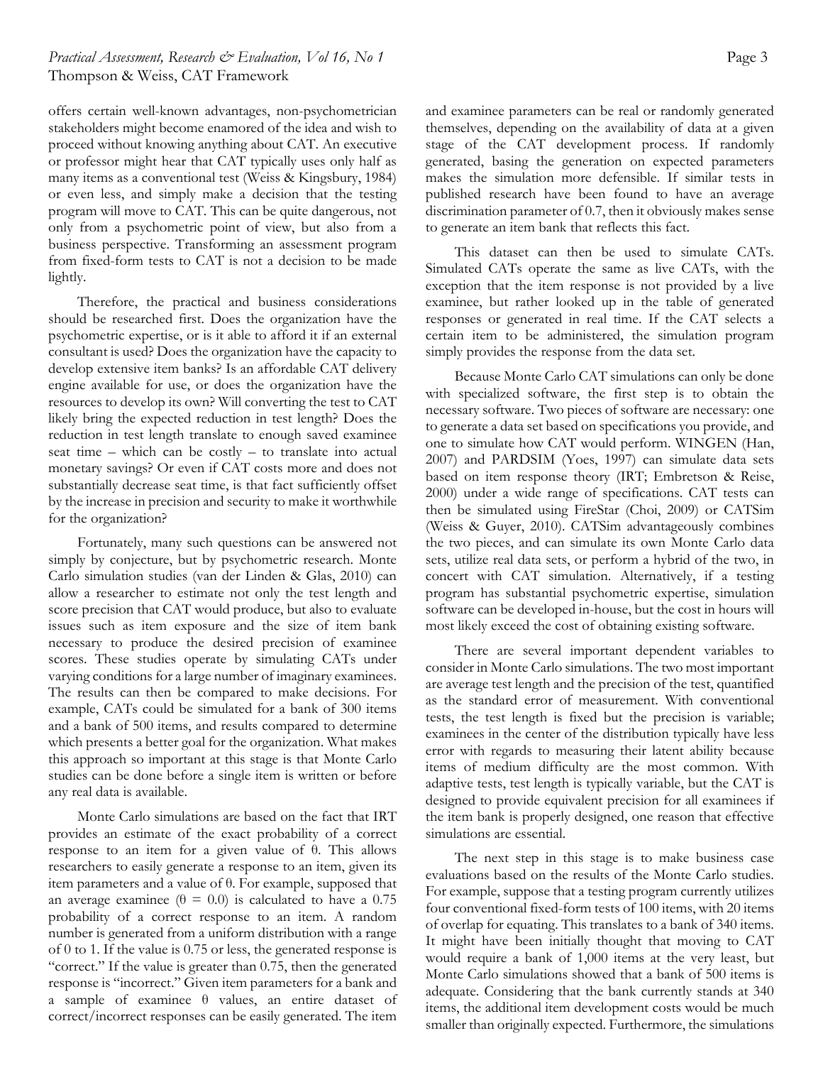offers certain well-known advantages, non-psychometrician stakeholders might become enamored of the idea and wish to proceed without knowing anything about CAT. An executive or professor might hear that CAT typically uses only half as many items as a conventional test (Weiss & Kingsbury, 1984) or even less, and simply make a decision that the testing program will move to CAT. This can be quite dangerous, not only from a psychometric point of view, but also from a business perspective. Transforming an assessment program from fixed-form tests to CAT is not a decision to be made lightly.

Therefore, the practical and business considerations should be researched first. Does the organization have the psychometric expertise, or is it able to afford it if an external consultant is used? Does the organization have the capacity to develop extensive item banks? Is an affordable CAT delivery engine available for use, or does the organization have the resources to develop its own? Will converting the test to CAT likely bring the expected reduction in test length? Does the reduction in test length translate to enough saved examinee seat time – which can be costly – to translate into actual monetary savings? Or even if CAT costs more and does not substantially decrease seat time, is that fact sufficiently offset by the increase in precision and security to make it worthwhile for the organization?

Fortunately, many such questions can be answered not simply by conjecture, but by psychometric research. Monte Carlo simulation studies (van der Linden & Glas, 2010) can allow a researcher to estimate not only the test length and score precision that CAT would produce, but also to evaluate issues such as item exposure and the size of item bank necessary to produce the desired precision of examinee scores. These studies operate by simulating CATs under varying conditions for a large number of imaginary examinees. The results can then be compared to make decisions. For example, CATs could be simulated for a bank of 300 items and a bank of 500 items, and results compared to determine which presents a better goal for the organization. What makes this approach so important at this stage is that Monte Carlo studies can be done before a single item is written or before any real data is available.

Monte Carlo simulations are based on the fact that IRT provides an estimate of the exact probability of a correct response to an item for a given value of θ. This allows researchers to easily generate a response to an item, given its item parameters and a value of θ. For example, supposed that an average examinee ($\theta = 0.0$) is calculated to have a 0.75 probability of a correct response to an item. A random number is generated from a uniform distribution with a range of 0 to 1. If the value is 0.75 or less, the generated response is "correct." If the value is greater than 0.75, then the generated response is "incorrect." Given item parameters for a bank and a sample of examinee θ values, an entire dataset of correct/incorrect responses can be easily generated. The item and examinee parameters can be real or randomly generated themselves, depending on the availability of data at a given stage of the CAT development process. If randomly generated, basing the generation on expected parameters makes the simulation more defensible. If similar tests in published research have been found to have an average discrimination parameter of 0.7, then it obviously makes sense to generate an item bank that reflects this fact.

This dataset can then be used to simulate CATs. Simulated CATs operate the same as live CATs, with the exception that the item response is not provided by a live examinee, but rather looked up in the table of generated responses or generated in real time. If the CAT selects a certain item to be administered, the simulation program simply provides the response from the data set.

Because Monte Carlo CAT simulations can only be done with specialized software, the first step is to obtain the necessary software. Two pieces of software are necessary: one to generate a data set based on specifications you provide, and one to simulate how CAT would perform. WINGEN (Han, 2007) and PARDSIM (Yoes, 1997) can simulate data sets based on item response theory (IRT; Embretson & Reise, 2000) under a wide range of specifications. CAT tests can then be simulated using FireStar (Choi, 2009) or CATSim (Weiss & Guyer, 2010). CATSim advantageously combines the two pieces, and can simulate its own Monte Carlo data sets, utilize real data sets, or perform a hybrid of the two, in concert with CAT simulation. Alternatively, if a testing program has substantial psychometric expertise, simulation software can be developed in-house, but the cost in hours will most likely exceed the cost of obtaining existing software.

There are several important dependent variables to consider in Monte Carlo simulations. The two most important are average test length and the precision of the test, quantified as the standard error of measurement. With conventional tests, the test length is fixed but the precision is variable; examinees in the center of the distribution typically have less error with regards to measuring their latent ability because items of medium difficulty are the most common. With adaptive tests, test length is typically variable, but the CAT is designed to provide equivalent precision for all examinees if the item bank is properly designed, one reason that effective simulations are essential.

The next step in this stage is to make business case evaluations based on the results of the Monte Carlo studies. For example, suppose that a testing program currently utilizes four conventional fixed-form tests of 100 items, with 20 items of overlap for equating. This translates to a bank of 340 items. It might have been initially thought that moving to CAT would require a bank of 1,000 items at the very least, but Monte Carlo simulations showed that a bank of 500 items is adequate. Considering that the bank currently stands at 340 items, the additional item development costs would be much smaller than originally expected. Furthermore, the simulations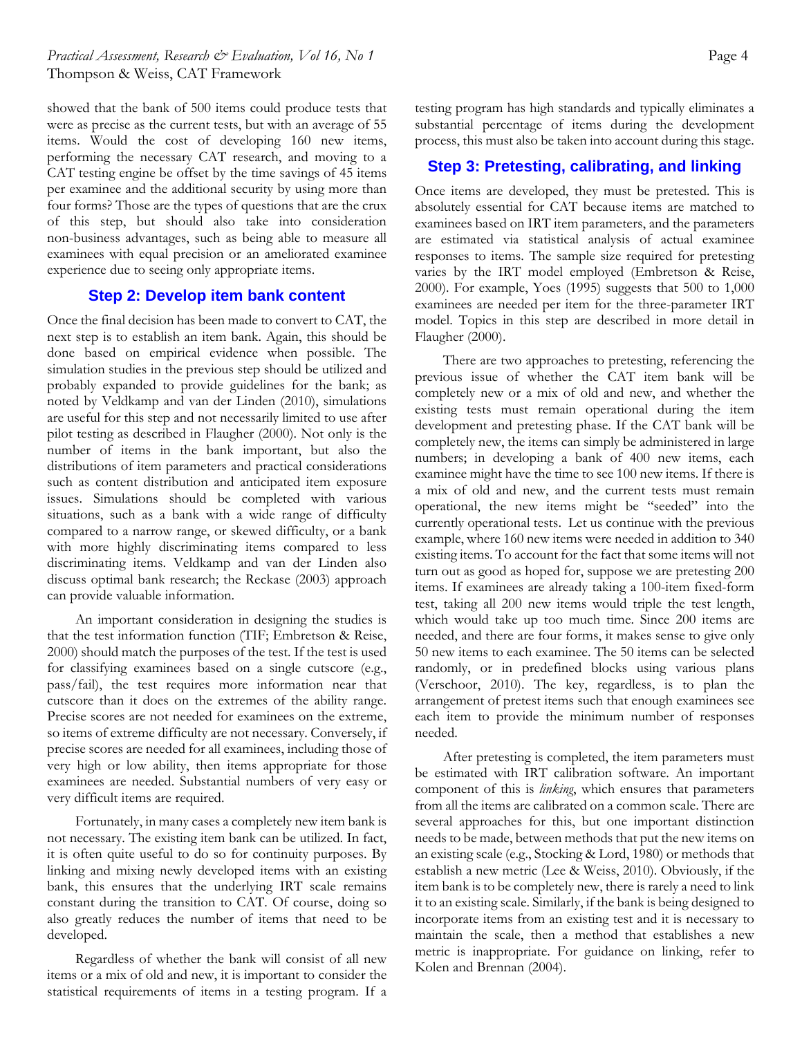showed that the bank of 500 items could produce tests that were as precise as the current tests, but with an average of 55 items. Would the cost of developing 160 new items, performing the necessary CAT research, and moving to a CAT testing engine be offset by the time savings of 45 items per examinee and the additional security by using more than four forms? Those are the types of questions that are the crux of this step, but should also take into consideration non-business advantages, such as being able to measure all examinees with equal precision or an ameliorated examinee experience due to seeing only appropriate items.

## Step 2: Develop item bank content

Once the final decision has been made to convert to CAT, the next step is to establish an item bank. Again, this should be done based on empirical evidence when possible. The simulation studies in the previous step should be utilized and probably expanded to provide guidelines for the bank; as noted by Veldkamp and van der Linden (2010), simulations are useful for this step and not necessarily limited to use after pilot testing as described in Flaugher (2000). Not only is the number of items in the bank important, but also the distributions of item parameters and practical considerations such as content distribution and anticipated item exposure issues. Simulations should be completed with various situations, such as a bank with a wide range of difficulty compared to a narrow range, or skewed difficulty, or a bank with more highly discriminating items compared to less discriminating items. Veldkamp and van der Linden also discuss optimal bank research; the Reckase (2003) approach can provide valuable information.

An important consideration in designing the studies is that the test information function (TIF; Embretson & Reise, 2000) should match the purposes of the test. If the test is used for classifying examinees based on a single cutscore (e.g., pass/fail), the test requires more information near that cutscore than it does on the extremes of the ability range. Precise scores are not needed for examinees on the extreme, so items of extreme difficulty are not necessary. Conversely, if precise scores are needed for all examinees, including those of very high or low ability, then items appropriate for those examinees are needed. Substantial numbers of very easy or very difficult items are required.

Fortunately, in many cases a completely new item bank is not necessary. The existing item bank can be utilized. In fact, it is often quite useful to do so for continuity purposes. By linking and mixing newly developed items with an existing bank, this ensures that the underlying IRT scale remains constant during the transition to CAT. Of course, doing so also greatly reduces the number of items that need to be developed.

Regardless of whether the bank will consist of all new items or a mix of old and new, it is important to consider the statistical requirements of items in a testing program. If a testing program has high standards and typically eliminates a substantial percentage of items during the development process, this must also be taken into account during this stage.

## Step 3: Pretesting, calibrating, and linking

Once items are developed, they must be pretested. This is absolutely essential for CAT because items are matched to examinees based on IRT item parameters, and the parameters are estimated via statistical analysis of actual examinee responses to items. The sample size required for pretesting varies by the IRT model employed (Embretson & Reise, 2000). For example, Yoes (1995) suggests that 500 to 1,000 examinees are needed per item for the three-parameter IRT model. Topics in this step are described in more detail in Flaugher (2000).

There are two approaches to pretesting, referencing the previous issue of whether the CAT item bank will be completely new or a mix of old and new, and whether the existing tests must remain operational during the item development and pretesting phase. If the CAT bank will be completely new, the items can simply be administered in large numbers; in developing a bank of 400 new items, each examinee might have the time to see 100 new items. If there is a mix of old and new, and the current tests must remain operational, the new items might be "seeded" into the currently operational tests. Let us continue with the previous example, where 160 new items were needed in addition to 340 existing items. To account for the fact that some items will not turn out as good as hoped for, suppose we are pretesting 200 items. If examinees are already taking a 100-item fixed-form test, taking all 200 new items would triple the test length, which would take up too much time. Since 200 items are needed, and there are four forms, it makes sense to give only 50 new items to each examinee. The 50 items can be selected randomly, or in predefined blocks using various plans (Verschoor, 2010). The key, regardless, is to plan the arrangement of pretest items such that enough examinees see each item to provide the minimum number of responses needed.

After pretesting is completed, the item parameters must be estimated with IRT calibration software. An important component of this is *linking*, which ensures that parameters from all the items are calibrated on a common scale. There are several approaches for this, but one important distinction needs to be made, between methods that put the new items on an existing scale (e.g., Stocking & Lord, 1980) or methods that establish a new metric (Lee & Weiss, 2010). Obviously, if the item bank is to be completely new, there is rarely a need to link it to an existing scale. Similarly, if the bank is being designed to incorporate items from an existing test and it is necessary to maintain the scale, then a method that establishes a new metric is inappropriate. For guidance on linking, refer to Kolen and Brennan (2004).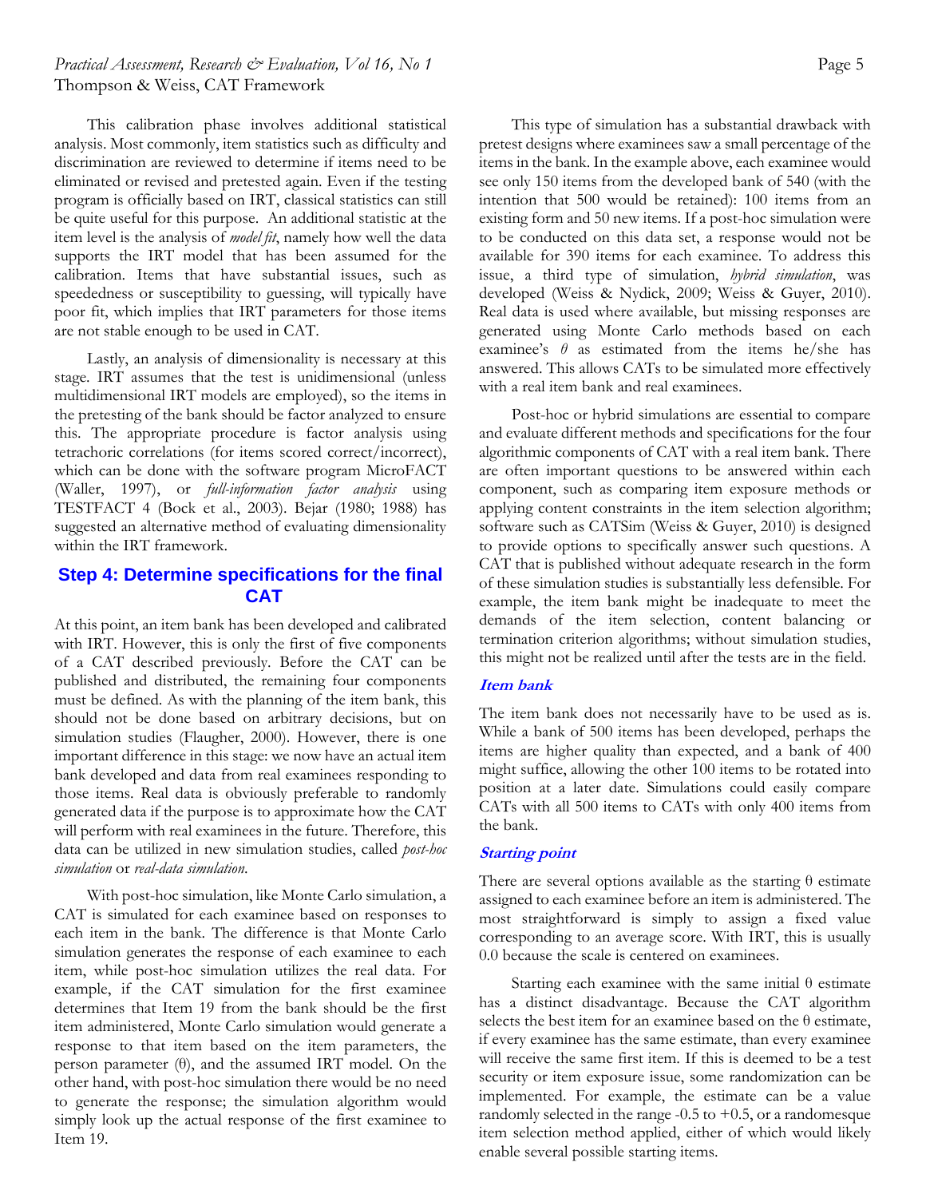This calibration phase involves additional statistical analysis. Most commonly, item statistics such as difficulty and discrimination are reviewed to determine if items need to be eliminated or revised and pretested again. Even if the testing program is officially based on IRT, classical statistics can still be quite useful for this purpose. An additional statistic at the item level is the analysis of *model fit*, namely how well the data supports the IRT model that has been assumed for the calibration. Items that have substantial issues, such as speededness or susceptibility to guessing, will typically have poor fit, which implies that IRT parameters for those items are not stable enough to be used in CAT.

Lastly, an analysis of dimensionality is necessary at this stage. IRT assumes that the test is unidimensional (unless multidimensional IRT models are employed), so the items in the pretesting of the bank should be factor analyzed to ensure this. The appropriate procedure is factor analysis using tetrachoric correlations (for items scored correct/incorrect), which can be done with the software program MicroFACT (Waller, 1997), or *full-information factor analysis* using TESTFACT 4 (Bock et al., 2003). Bejar (1980; 1988) has suggested an alternative method of evaluating dimensionality within the IRT framework.

## Step 4: Determine specifications for the final CAT

At this point, an item bank has been developed and calibrated with IRT. However, this is only the first of five components of a CAT described previously. Before the CAT can be published and distributed, the remaining four components must be defined. As with the planning of the item bank, this should not be done based on arbitrary decisions, but on simulation studies (Flaugher, 2000). However, there is one important difference in this stage: we now have an actual item bank developed and data from real examinees responding to those items. Real data is obviously preferable to randomly generated data if the purpose is to approximate how the CAT will perform with real examinees in the future. Therefore, this data can be utilized in new simulation studies, called *post-hoc simulation* or *real-data simulation*.

With post-hoc simulation, like Monte Carlo simulation, a CAT is simulated for each examinee based on responses to each item in the bank. The difference is that Monte Carlo simulation generates the response of each examinee to each item, while post-hoc simulation utilizes the real data. For example, if the CAT simulation for the first examinee determines that Item 19 from the bank should be the first item administered, Monte Carlo simulation would generate a response to that item based on the item parameters, the person parameter ($\theta$), and the assumed IRT model. On the other hand, with post-hoc simulation there would be no need to generate the response; the simulation algorithm would simply look up the actual response of the first examinee to Item 19.

This type of simulation has a substantial drawback with pretest designs where examinees saw a small percentage of the items in the bank. In the example above, each examinee would see only 150 items from the developed bank of 540 (with the intention that 500 would be retained): 100 items from an existing form and 50 new items. If a post-hoc simulation were to be conducted on this data set, a response would not be available for 390 items for each examinee. To address this issue, a third type of simulation, *hybrid simulation*, was developed (Weiss & Nydick, 2009; Weiss & Guyer, 2010). Real data is used where available, but missing responses are generated using Monte Carlo methods based on each examinee's $\theta$ as estimated from the items he/she has answered. This allows CATs to be simulated more effectively with a real item bank and real examinees.

Post-hoc or hybrid simulations are essential to compare and evaluate different methods and specifications for the four algorithmic components of CAT with a real item bank. There are often important questions to be answered within each component, such as comparing item exposure methods or applying content constraints in the item selection algorithm; software such as CATSim (Weiss & Guyer, 2010) is designed to provide options to specifically answer such questions. A CAT that is published without adequate research in the form of these simulation studies is substantially less defensible. For example, the item bank might be inadequate to meet the demands of the item selection, content balancing or termination criterion algorithms; without simulation studies, this might not be realized until after the tests are in the field.

### *Item bank*

The item bank does not necessarily have to be used as is. While a bank of 500 items has been developed, perhaps the items are higher quality than expected, and a bank of 400 might suffice, allowing the other 100 items to be rotated into position at a later date. Simulations could easily compare CATs with all 500 items to CATs with only 400 items from the bank.

### *Starting point*

There are several options available as the starting $\theta$ estimate assigned to each examinee before an item is administered. The most straightforward is simply to assign a fixed value corresponding to an average score. With IRT, this is usually 0.0 because the scale is centered on examinees.

Starting each examinee with the same initial $\theta$ estimate has a distinct disadvantage. Because the CAT algorithm selects the best item for an examinee based on the $\theta$ estimate, if every examinee has the same estimate, than every examinee will receive the same first item. If this is deemed to be a test security or item exposure issue, some randomization can be implemented. For example, the estimate can be a value randomly selected in the range -0.5 to +0.5, or a randomesque item selection method applied, either of which would likely enable several possible starting items.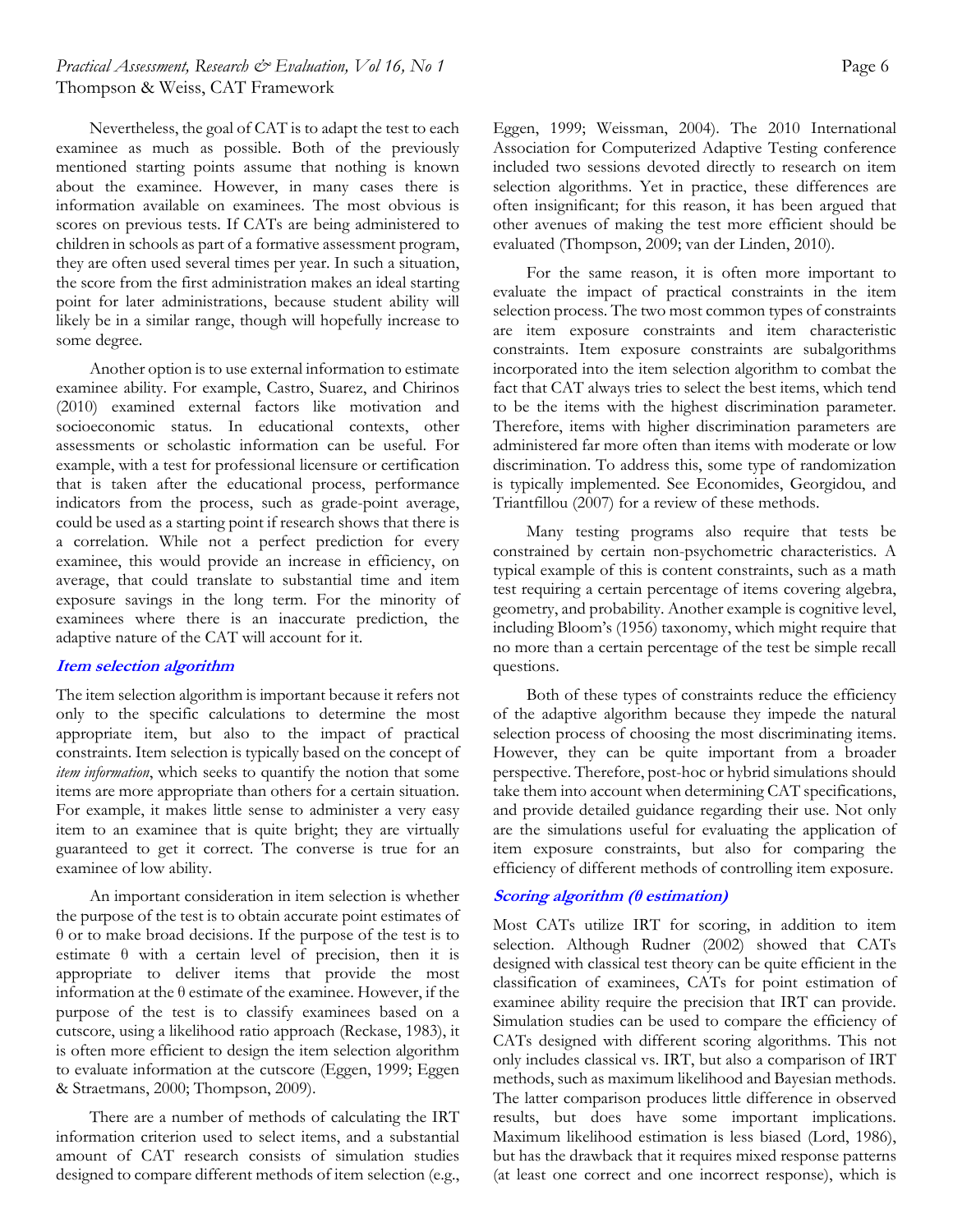Nevertheless, the goal of CAT is to adapt the test to each examinee as much as possible. Both of the previously mentioned starting points assume that nothing is known about the examinee. However, in many cases there is information available on examinees. The most obvious is scores on previous tests. If CATs are being administered to children in schools as part of a formative assessment program, they are often used several times per year. In such a situation, the score from the first administration makes an ideal starting point for later administrations, because student ability will likely be in a similar range, though will hopefully increase to some degree.

Another option is to use external information to estimate examinee ability. For example, Castro, Suarez, and Chirinos (2010) examined external factors like motivation and socioeconomic status. In educational contexts, other assessments or scholastic information can be useful. For example, with a test for professional licensure or certification that is taken after the educational process, performance indicators from the process, such as grade-point average, could be used as a starting point if research shows that there is a correlation. While not a perfect prediction for every examinee, this would provide an increase in efficiency, on average, that could translate to substantial time and item exposure savings in the long term. For the minority of examinees where there is an inaccurate prediction, the adaptive nature of the CAT will account for it.

### *Item selection algorithm*

The item selection algorithm is important because it refers not only to the specific calculations to determine the most appropriate item, but also to the impact of practical constraints. Item selection is typically based on the concept of *item information*, which seeks to quantify the notion that some items are more appropriate than others for a certain situation. For example, it makes little sense to administer a very easy item to an examinee that is quite bright; they are virtually guaranteed to get it correct. The converse is true for an examinee of low ability.

An important consideration in item selection is whether the purpose of the test is to obtain accurate point estimates of θ or to make broad decisions. If the purpose of the test is to estimate θ with a certain level of precision, then it is appropriate to deliver items that provide the most information at the θ estimate of the examinee. However, if the purpose of the test is to classify examinees based on a cutscore, using a likelihood ratio approach (Reckase, 1983), it is often more efficient to design the item selection algorithm to evaluate information at the cutscore (Eggen, 1999; Eggen & Straetmans, 2000; Thompson, 2009).

There are a number of methods of calculating the IRT information criterion used to select items, and a substantial amount of CAT research consists of simulation studies designed to compare different methods of item selection (e.g., Eggen, 1999; Weissman, 2004). The 2010 International Association for Computerized Adaptive Testing conference included two sessions devoted directly to research on item selection algorithms. Yet in practice, these differences are often insignificant; for this reason, it has been argued that other avenues of making the test more efficient should be evaluated (Thompson, 2009; van der Linden, 2010).

For the same reason, it is often more important to evaluate the impact of practical constraints in the item selection process. The two most common types of constraints are item exposure constraints and item characteristic constraints. Item exposure constraints are subalgorithms incorporated into the item selection algorithm to combat the fact that CAT always tries to select the best items, which tend to be the items with the highest discrimination parameter. Therefore, items with higher discrimination parameters are administered far more often than items with moderate or low discrimination. To address this, some type of randomization is typically implemented. See Economides, Georgidou, and Triantfillou (2007) for a review of these methods.

Many testing programs also require that tests be constrained by certain non-psychometric characteristics. A typical example of this is content constraints, such as a math test requiring a certain percentage of items covering algebra, geometry, and probability. Another example is cognitive level, including Bloom's (1956) taxonomy, which might require that no more than a certain percentage of the test be simple recall questions.

Both of these types of constraints reduce the efficiency of the adaptive algorithm because they impede the natural selection process of choosing the most discriminating items. However, they can be quite important from a broader perspective. Therefore, post-hoc or hybrid simulations should take them into account when determining CAT specifications, and provide detailed guidance regarding their use. Not only are the simulations useful for evaluating the application of item exposure constraints, but also for comparing the efficiency of different methods of controlling item exposure.

### *Scoring algorithm (θ estimation)*

Most CATs utilize IRT for scoring, in addition to item selection. Although Rudner (2002) showed that CATs designed with classical test theory can be quite efficient in the classification of examinees, CATs for point estimation of examinee ability require the precision that IRT can provide. Simulation studies can be used to compare the efficiency of CATs designed with different scoring algorithms. This not only includes classical vs. IRT, but also a comparison of IRT methods, such as maximum likelihood and Bayesian methods. The latter comparison produces little difference in observed results, but does have some important implications. Maximum likelihood estimation is less biased (Lord, 1986), but has the drawback that it requires mixed response patterns (at least one correct and one incorrect response), which is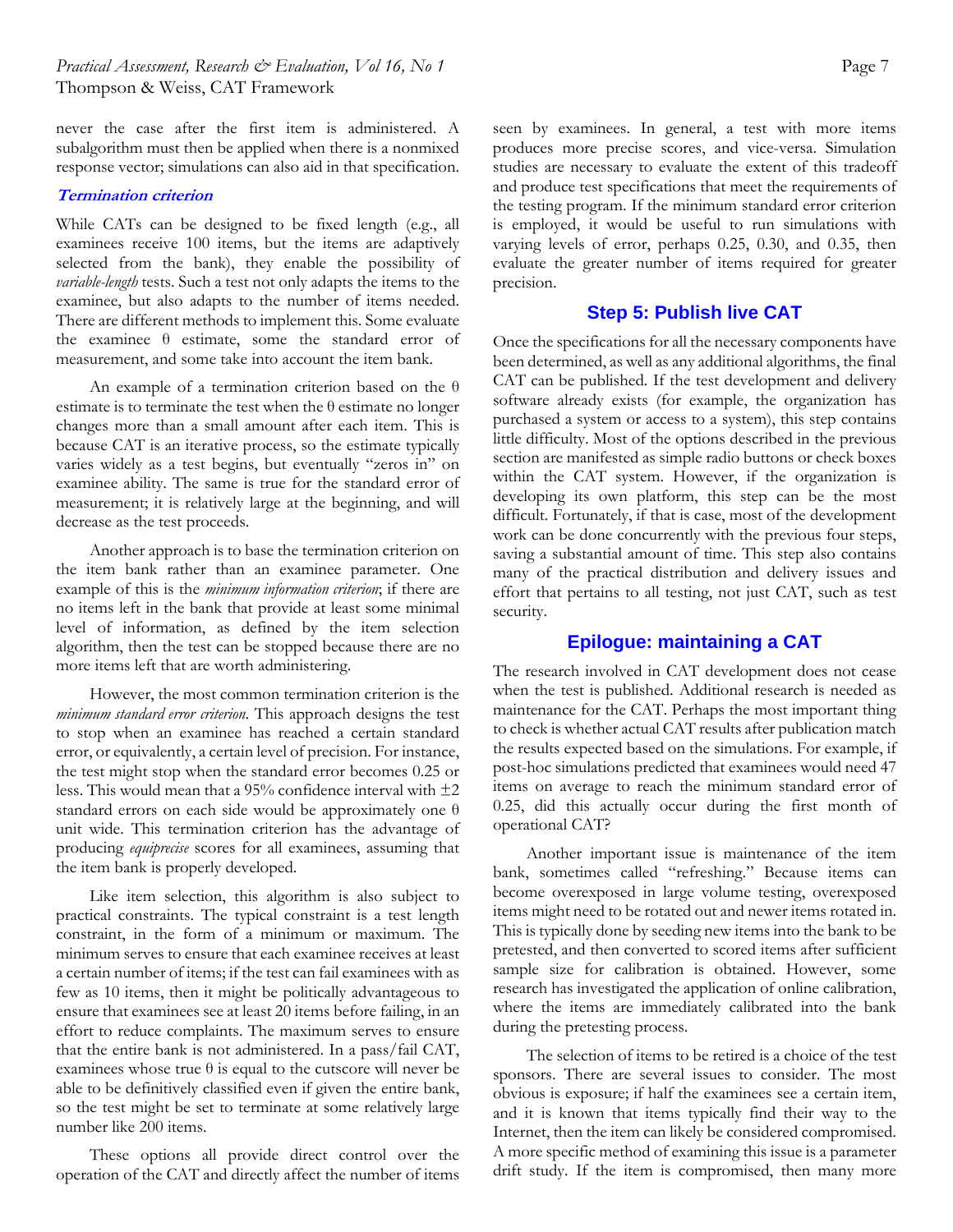never the case after the first item is administered. A subalgorithm must then be applied when there is a nonmixed response vector; simulations can also aid in that specification.

### *Termination criterion*

While CATs can be designed to be fixed length (e.g., all examinees receive 100 items, but the items are adaptively selected from the bank), they enable the possibility of *variable-length* tests. Such a test not only adapts the items to the examinee, but also adapts to the number of items needed. There are different methods to implement this. Some evaluate the examinee θ estimate, some the standard error of measurement, and some take into account the item bank.

An example of a termination criterion based on the θ estimate is to terminate the test when the θ estimate no longer changes more than a small amount after each item. This is because CAT is an iterative process, so the estimate typically varies widely as a test begins, but eventually "zeros in" on examinee ability. The same is true for the standard error of measurement; it is relatively large at the beginning, and will decrease as the test proceeds.

Another approach is to base the termination criterion on the item bank rather than an examinee parameter. One example of this is the *minimum information criterion*; if there are no items left in the bank that provide at least some minimal level of information, as defined by the item selection algorithm, then the test can be stopped because there are no more items left that are worth administering.

However, the most common termination criterion is the *minimum standard error criterion*. This approach designs the test to stop when an examinee has reached a certain standard error, or equivalently, a certain level of precision. For instance, the test might stop when the standard error becomes 0.25 or less. This would mean that a 95% confidence interval with ±2 standard errors on each side would be approximately one θ unit wide. This termination criterion has the advantage of producing *equiprecise* scores for all examinees, assuming that the item bank is properly developed.

Like item selection, this algorithm is also subject to practical constraints. The typical constraint is a test length constraint, in the form of a minimum or maximum. The minimum serves to ensure that each examinee receives at least a certain number of items; if the test can fail examinees with as few as 10 items, then it might be politically advantageous to ensure that examinees see at least 20 items before failing, in an effort to reduce complaints. The maximum serves to ensure that the entire bank is not administered. In a pass/fail CAT, examinees whose true θ is equal to the cutscore will never be able to be definitively classified even if given the entire bank, so the test might be set to terminate at some relatively large number like 200 items.

These options all provide direct control over the operation of the CAT and directly affect the number of items seen by examinees. In general, a test with more items produces more precise scores, and vice-versa. Simulation studies are necessary to evaluate the extent of this tradeoff and produce test specifications that meet the requirements of the testing program. If the minimum standard error criterion is employed, it would be useful to run simulations with varying levels of error, perhaps 0.25, 0.30, and 0.35, then evaluate the greater number of items required for greater precision.

## Step 5: Publish live CAT

Once the specifications for all the necessary components have been determined, as well as any additional algorithms, the final CAT can be published. If the test development and delivery software already exists (for example, the organization has purchased a system or access to a system), this step contains little difficulty. Most of the options described in the previous section are manifested as simple radio buttons or check boxes within the CAT system. However, if the organization is developing its own platform, this step can be the most difficult. Fortunately, if that is case, most of the development work can be done concurrently with the previous four steps, saving a substantial amount of time. This step also contains many of the practical distribution and delivery issues and effort that pertains to all testing, not just CAT, such as test security.

## Epilogue: maintaining a CAT

The research involved in CAT development does not cease when the test is published. Additional research is needed as maintenance for the CAT. Perhaps the most important thing to check is whether actual CAT results after publication match the results expected based on the simulations. For example, if post-hoc simulations predicted that examinees would need 47 items on average to reach the minimum standard error of 0.25, did this actually occur during the first month of operational CAT?

Another important issue is maintenance of the item bank, sometimes called "refreshing." Because items can become overexposed in large volume testing, overexposed items might need to be rotated out and newer items rotated in. This is typically done by seeding new items into the bank to be pretested, and then converted to scored items after sufficient sample size for calibration is obtained. However, some research has investigated the application of online calibration, where the items are immediately calibrated into the bank during the pretesting process.

The selection of items to be retired is a choice of the test sponsors. There are several issues to consider. The most obvious is exposure; if half the examinees see a certain item, and it is known that items typically find their way to the Internet, then the item can likely be considered compromised. A more specific method of examining this issue is a parameter drift study. If the item is compromised, then many more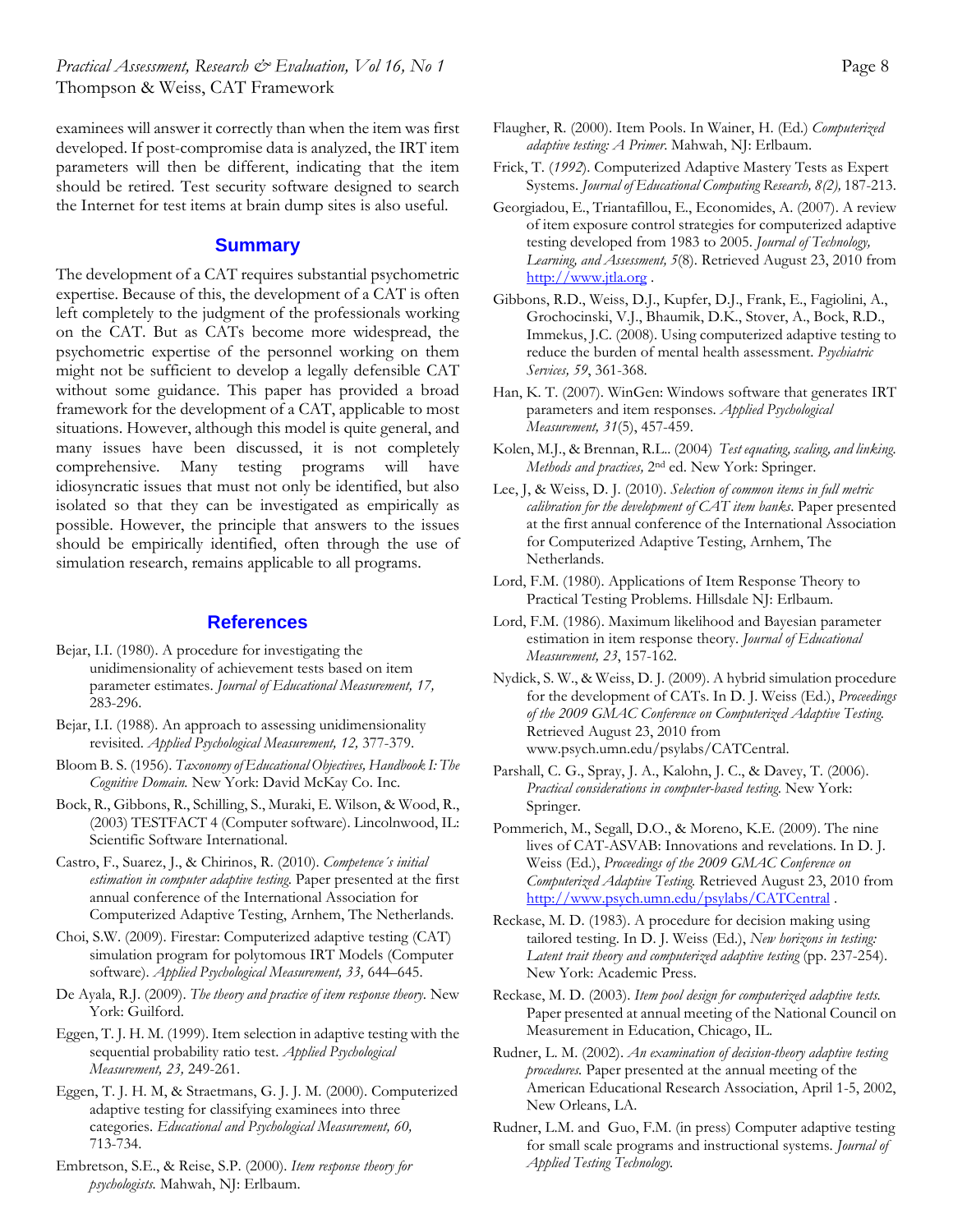examinees will answer it correctly than when the item was first developed. If post-compromise data is analyzed, the IRT item parameters will then be different, indicating that the item should be retired. Test security software designed to search the Internet for test items at brain dump sites is also useful.

## Summary

The development of a CAT requires substantial psychometric expertise. Because of this, the development of a CAT is often left completely to the judgment of the professionals working on the CAT. But as CATs become more widespread, the psychometric expertise of the personnel working on them might not be sufficient to develop a legally defensible CAT without some guidance. This paper has provided a broad framework for the development of a CAT, applicable to most situations. However, although this model is quite general, and many issues have been discussed, it is not completely comprehensive. Many testing programs will have idiosyncratic issues that must not only be identified, but also isolated so that they can be investigated as empirically as possible. However, the principle that answers to the issues should be empirically identified, often through the use of simulation research, remains applicable to all programs.

## References

Bejar, I.I. (1980). A procedure for investigating the unidimensionality of achievement tests based on item parameter estimates. *Journal of Educational Measurement, 17,* 283-296.

Bejar, I.I. (1988). An approach to assessing unidimensionality revisited. *Applied Psychological Measurement, 12,* 377-379.

Bloom B. S. (1956). *Taxonomy of Educational Objectives, Handbook I: The Cognitive Domain.* New York: David McKay Co. Inc.

Bock, R., Gibbons, R., Schilling, S., Muraki, E. Wilson, & Wood, R., (2003) TESTFACT 4 (Computer software). Lincolnwood, IL: Scientific Software International.

Castro, F., Suarez, J., & Chirinos, R. (2010). *Competence´s initial estimation in computer adaptive testing.* Paper presented at the first annual conference of the International Association for Computerized Adaptive Testing, Arnhem, The Netherlands.

Choi, S.W. (2009). Firestar: Computerized adaptive testing (CAT) simulation program for polytomous IRT Models (Computer software). *Applied Psychological Measurement, 33,* 644–645.

De Ayala, R.J. (2009). *The theory and practice of item response theory.* New York: Guilford.

Eggen, T. J. H. M. (1999). Item selection in adaptive testing with the sequential probability ratio test. *Applied Psychological Measurement, 23,* 249-261.

Eggen, T. J. H. M, & Straetmans, G. J. J. M. (2000). Computerized adaptive testing for classifying examinees into three categories. *Educational and Psychological Measurement, 60,* 713-734.

Embretson, S.E., & Reise, S.P. (2000). *Item response theory for psychologists.* Mahwah, NJ: Erlbaum.

Flaugher, R. (2000). Item Pools. In Wainer, H. (Ed.) *Computerized adaptive testing: A Primer.* Mahwah, NJ: Erlbaum.

Frick, T. (*1992*). Computerized Adaptive Mastery Tests as Expert Systems. *Journal of Educational Computing Research, 8(2),* 187-213.

Georgiadou, E., Triantafillou, E., Economides, A. (2007). A review of item exposure control strategies for computerized adaptive testing developed from 1983 to 2005. *Journal of Technology, Learning, and Assessment, 5*(8). Retrieved August 23, 2010 from http://www.jtla.org .

Gibbons, R.D., Weiss, D.J., Kupfer, D.J., Frank, E., Fagiolini, A., Grochocinski, V.J., Bhaumik, D.K., Stover, A., Bock, R.D., Immekus, J.C. (2008). Using computerized adaptive testing to reduce the burden of mental health assessment. *Psychiatric Services, 59*, 361-368.

Han, K. T. (2007). WinGen: Windows software that generates IRT parameters and item responses. *Applied Psychological Measurement, 31*(5), 457-459.

Kolen, M.J., & Brennan, R.L.. (2004) *Test equating, scaling, and linking. Methods and practices,* 2nd ed. New York: Springer.

Lee, J, & Weiss, D. J. (2010). *Selection of common items in full metric calibration for the development of CAT item banks*. Paper presented at the first annual conference of the International Association for Computerized Adaptive Testing, Arnhem, The Netherlands.

Lord, F.M. (1980). Applications of Item Response Theory to Practical Testing Problems. Hillsdale NJ: Erlbaum.

Lord, F.M. (1986). Maximum likelihood and Bayesian parameter estimation in item response theory. *Journal of Educational Measurement, 23*, 157-162.

Nydick, S. W., & Weiss, D. J. (2009). A hybrid simulation procedure for the development of CATs. In D. J. Weiss (Ed.), *Proceedings of the 2009 GMAC Conference on Computerized Adaptive Testing.* Retrieved August 23, 2010 from www.psych.umn.edu/psylabs/CATCentral.

Parshall, C. G., Spray, J. A., Kalohn, J. C., & Davey, T. (2006). *Practical considerations in computer-based testing.* New York: Springer.

Pommerich, M., Segall, D.O., & Moreno, K.E. (2009). The nine lives of CAT-ASVAB: Innovations and revelations. In D. J. Weiss (Ed.), *Proceedings of the 2009 GMAC Conference on Computerized Adaptive Testing.* Retrieved August 23, 2010 from http://www.psych.umn.edu/psylabs/CATCentral .

Reckase, M. D. (1983). A procedure for decision making using tailored testing. In D. J. Weiss (Ed.), *New horizons in testing: Latent trait theory and computerized adaptive testing* (pp. 237-254). New York: Academic Press.

Reckase, M. D. (2003). *Item pool design for computerized adaptive tests.* Paper presented at annual meeting of the National Council on Measurement in Education, Chicago, IL.

Rudner, L. M. (2002). *An examination of decision-theory adaptive testing procedures.* Paper presented at the annual meeting of the American Educational Research Association, April 1-5, 2002, New Orleans, LA.

Rudner, L.M. and Guo, F.M. (in press) Computer adaptive testing for small scale programs and instructional systems. *Journal of Applied Testing Technology.*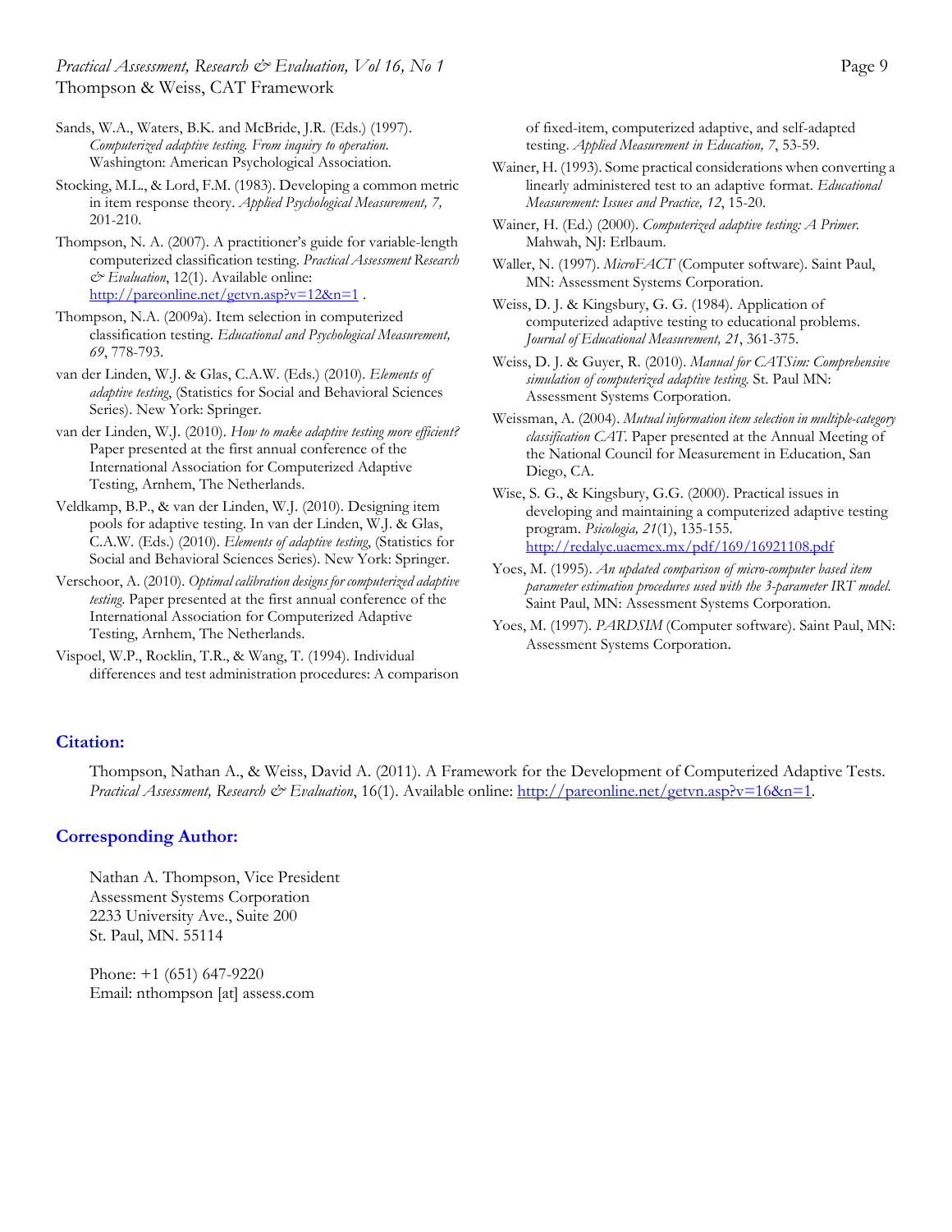Sands, W.A., Waters, B.K. and McBride, J.R. (Eds.) (1997). *Computerized adaptive testing. From inquiry to operation.* Washington: American Psychological Association.

Stocking, M.L., & Lord, F.M. (1983). Developing a common metric in item response theory. *Applied Psychological Measurement, 7,* 201-210.

Thompson, N. A. (2007). A practitioner's guide for variable-length computerized classification testing. *Practical Assessment Research & Evaluation*, 12(1). Available online: http://pareonline.net/getvn.asp?v=12&n=1 .

Thompson, N.A. (2009a). Item selection in computerized classification testing. *Educational and Psychological Measurement, 69*, 778-793.

van der Linden, W.J. & Glas, C.A.W. (Eds.) (2010). *Elements of adaptive testing*, (Statistics for Social and Behavioral Sciences Series). New York: Springer.

van der Linden, W.J. (2010). *How to make adaptive testing more efficient?* Paper presented at the first annual conference of the International Association for Computerized Adaptive Testing, Arnhem, The Netherlands.

Veldkamp, B.P., & van der Linden, W.J. (2010). Designing item pools for adaptive testing. In van der Linden, W.J. & Glas, C.A.W. (Eds.) (2010). *Elements of adaptive testing*, (Statistics for Social and Behavioral Sciences Series). New York: Springer.

Verschoor, A. (2010). *Optimal calibration designs for computerized adaptive testing*. Paper presented at the first annual conference of the International Association for Computerized Adaptive Testing, Arnhem, The Netherlands.

Vispoel, W.P., Rocklin, T.R., & Wang, T. (1994). Individual differences and test administration procedures: A comparison of fixed-item, computerized adaptive, and self-adapted testing. *Applied Measurement in Education, 7*, 53-59.

Wainer, H. (1993). Some practical considerations when converting a linearly administered test to an adaptive format. *Educational Measurement: Issues and Practice, 12*, 15-20.

Wainer, H. (Ed.) (2000). *Computerized adaptive testing: A Primer.* Mahwah, NJ: Erlbaum.

Waller, N. (1997). *MicroFACT* (Computer software). Saint Paul, MN: Assessment Systems Corporation.

Weiss, D. J. & Kingsbury, G. G. (1984). Application of computerized adaptive testing to educational problems. *Journal of Educational Measurement, 21*, 361-375.

Weiss, D. J. & Guyer, R. (2010). *Manual for CATSim: Comprehensive simulation of computerized adaptive testing.* St. Paul MN: Assessment Systems Corporation.

Weissman, A. (2004). *Mutual information item selection in multiple-category classification CAT.* Paper presented at the Annual Meeting of the National Council for Measurement in Education, San Diego, CA.

Wise, S. G., & Kingsbury, G.G. (2000). Practical issues in developing and maintaining a computerized adaptive testing program. *Psicologia, 21*(1), 135-155. http://redalyc.uaemex.mx/pdf/169/16921108.pdf

Yoes, M. (1995). *An updated comparison of micro-computer based item parameter estimation procedures used with the 3-parameter IRT model.* Saint Paul, MN: Assessment Systems Corporation.

Yoes, M. (1997). *PARDSIM* (Computer software). Saint Paul, MN: Assessment Systems Corporation.

### Citation:

Thompson, Nathan A., & Weiss, David A. (2011). A Framework for the Development of Computerized Adaptive Tests. *Practical Assessment, Research & Evaluation*, 16(1). Available online: http://pareonline.net/getvn.asp?v=16&n=1.

### Corresponding Author:

Nathan A. Thompson, Vice President
Assessment Systems Corporation
2233 University Ave., Suite 200
St. Paul, MN. 55114

Phone: +1 (651) 647-9220
Email: nthompson [at] assess.com